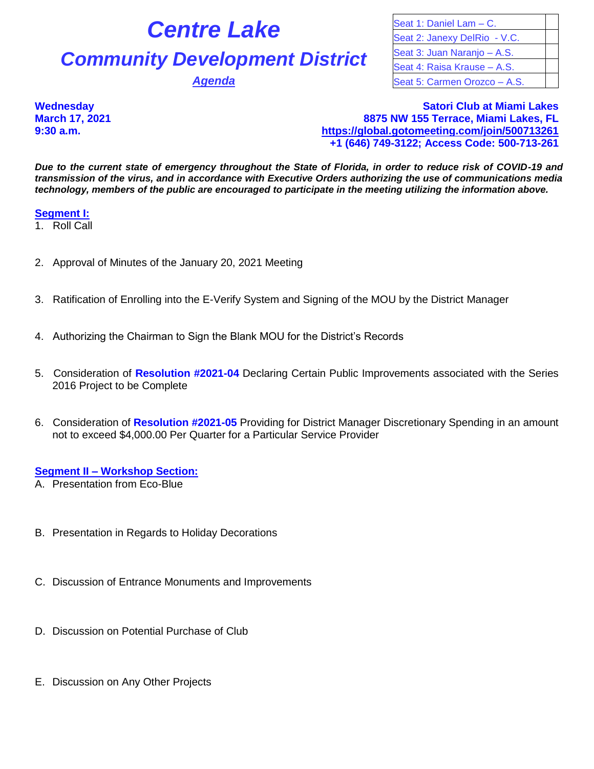# Centre Lake

## Community Development District

### Agenda

| | |
|---|---|
| Seat 1: Daniel Lam – C. | |
| Seat 2: Janexy DelRio - V.C. | |
| Seat 3: Juan Naranjo – A.S. | |
| Seat 4: Raisa Krause – A.S. | |
| Seat 5: Carmen Orozco – A.S. | |

**Wednesday**
**March 17, 2021**
**9:30 a.m.**

**Satori Club at Miami Lakes**
**8875 NW 155 Terrace, Miami Lakes, FL**
**https://global.gotomeeting.com/join/500713261**
**+1 (646) 749-3122; Access Code: 500-713-261**

***Due to the current state of emergency throughout the State of Florida, in order to reduce risk of COVID-19 and transmission of the virus, and in accordance with Executive Orders authorizing the use of communications media technology, members of the public are encouraged to participate in the meeting utilizing the information above.***

**Segment I:**

1. Roll Call

2. Approval of Minutes of the January 20, 2021 Meeting

3. Ratification of Enrolling into the E-Verify System and Signing of the MOU by the District Manager

4. Authorizing the Chairman to Sign the Blank MOU for the District's Records

5. Consideration of **Resolution #2021-04** Declaring Certain Public Improvements associated with the Series 2016 Project to be Complete

6. Consideration of **Resolution #2021-05** Providing for District Manager Discretionary Spending in an amount not to exceed $4,000.00 Per Quarter for a Particular Service Provider

**Segment II – Workshop Section:**

A. Presentation from Eco-Blue

B. Presentation in Regards to Holiday Decorations

C. Discussion of Entrance Monuments and Improvements

D. Discussion on Potential Purchase of Club

E. Discussion on Any Other Projects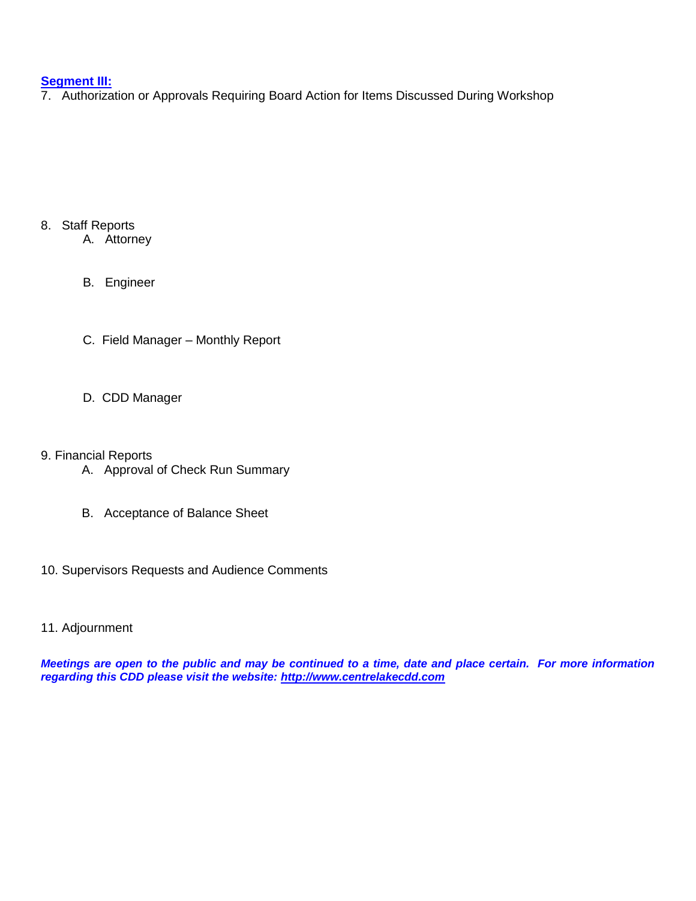**Segment III:**

7. Authorization or Approvals Requiring Board Action for Items Discussed During Workshop

8. Staff Reports
   A. Attorney

   B. Engineer

   C. Field Manager – Monthly Report

   D. CDD Manager

9. Financial Reports
   A. Approval of Check Run Summary

   B. Acceptance of Balance Sheet

10. Supervisors Requests and Audience Comments

11. Adjournment

***Meetings are open to the public and may be continued to a time, date and place certain. For more information regarding this CDD please visit the website: http://www.centrelakecdd.com***